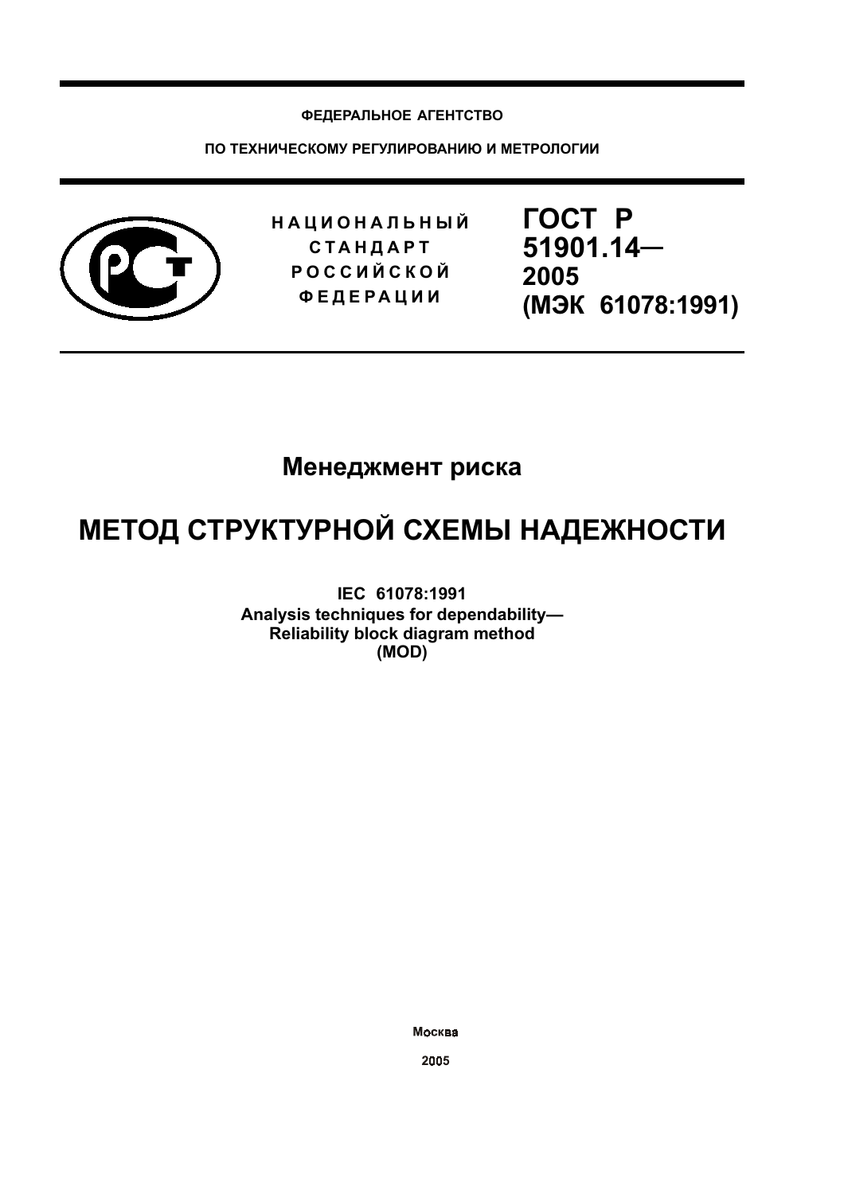**ФЕДЕРАЛЬНОЕ АГЕНТСТВО**

**ПО ТЕХНИЧЕСКОМУ РЕГУЛИРОВАНИЮ И МЕТРОЛОГИИ**

**НАЦИОНАЛЬНЫЙ СТАНДАРТ РОССИЙСКОЙ ФЕДЕРАЦИИ**

**ГОСТ Р 51901.14— 2005 (МЭК 61078:1991)**

## Менеджмент риска

# МЕТОД СТРУКТУРНОЙ СХЕМЫ НАДЕЖНОСТИ

**IEC 61078:1991**
**Analysis techniques for dependability— Reliability block diagram method**
**(MOD)**

Москва

2005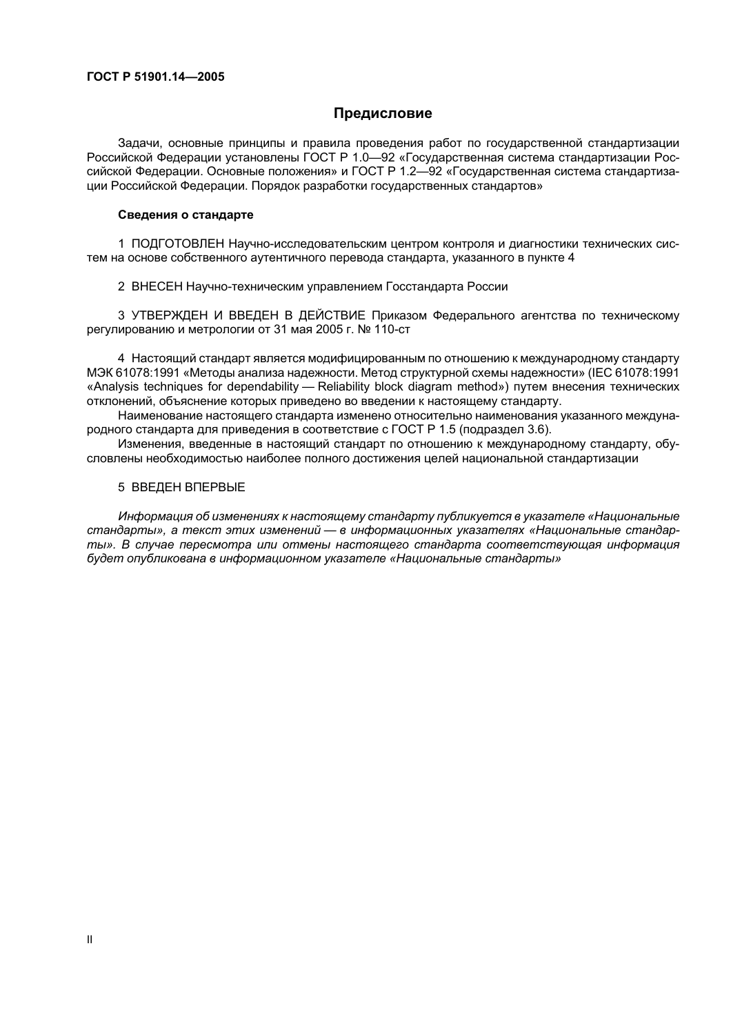## Предисловие

Задачи, основные принципы и правила проведения работ по государственной стандартизации Российской Федерации установлены ГОСТ Р 1.0—92 «Государственная система стандартизации Российской Федерации. Основные положения» и ГОСТ Р 1.2—92 «Государственная система стандартизации Российской Федерации. Порядок разработки государственных стандартов»

**Сведения о стандарте**

1 ПОДГОТОВЛЕН Научно-исследовательским центром контроля и диагностики технических систем на основе собственного аутентичного перевода стандарта, указанного в пункте 4

2 ВНЕСЕН Научно-техническим управлением Госстандарта России

3 УТВЕРЖДЕН И ВВЕДЕН В ДЕЙСТВИЕ Приказом Федерального агентства по техническому регулированию и метрологии от 31 мая 2005 г. № 110-ст

4 Настоящий стандарт является модифицированным по отношению к международному стандарту МЭК 61078:1991 «Методы анализа надежности. Метод структурной схемы надежности» (IEC 61078:1991 «Analysis techniques for dependability — Reliability block diagram method») путем внесения технических отклонений, объяснение которых приведено во введении к настоящему стандарту.

Наименование настоящего стандарта изменено относительно наименования указанного международного стандарта для приведения в соответствие с ГОСТ Р 1.5 (подраздел 3.6).

Изменения, введенные в настоящий стандарт по отношению к международному стандарту, обусловлены необходимостью наиболее полного достижения целей национальной стандартизации

5 ВВЕДЕН ВПЕРВЫЕ

*Информация об изменениях к настоящему стандарту публикуется в указателе «Национальные стандарты», а текст этих изменений — в информационных указателях «Национальные стандарты». В случае пересмотра или отмены настоящего стандарта соответствующая информация будет опубликована в информационном указателе «Национальные стандарты»*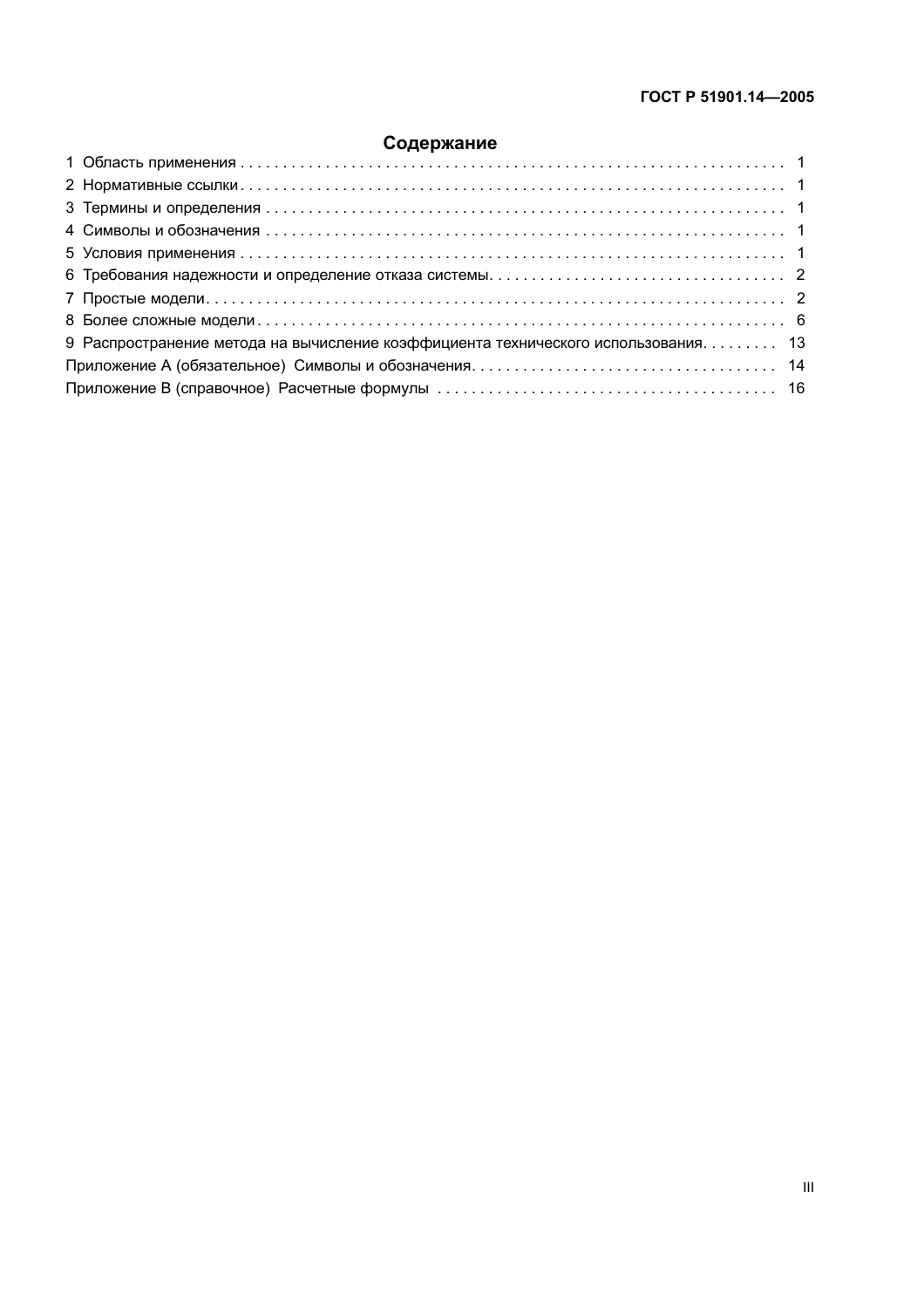## Содержание

1 Область применения . . . . . . . . . . . . . . . . . . . . . . . . . . . . . . . . . . . . . . . . . . . . . . . . . . . . . . . . . . . . . . 1

2 Нормативные ссылки . . . . . . . . . . . . . . . . . . . . . . . . . . . . . . . . . . . . . . . . . . . . . . . . . . . . . . . . . . . . . . 1

3 Термины и определения . . . . . . . . . . . . . . . . . . . . . . . . . . . . . . . . . . . . . . . . . . . . . . . . . . . . . . . . . . . . . 1

4 Символы и обозначения . . . . . . . . . . . . . . . . . . . . . . . . . . . . . . . . . . . . . . . . . . . . . . . . . . . . . . . . . . . . . 1

5 Условия применения . . . . . . . . . . . . . . . . . . . . . . . . . . . . . . . . . . . . . . . . . . . . . . . . . . . . . . . . . . . . . . . 1

6 Требования надежности и определение отказа системы . . . . . . . . . . . . . . . . . . . . . . . . . . . . . . . . . . . 2

7 Простые модели . . . . . . . . . . . . . . . . . . . . . . . . . . . . . . . . . . . . . . . . . . . . . . . . . . . . . . . . . . . . . . . . . . 2

8 Более сложные модели . . . . . . . . . . . . . . . . . . . . . . . . . . . . . . . . . . . . . . . . . . . . . . . . . . . . . . . . . . . . . 6

9 Распространение метода на вычисление коэффициента технического использования . . . . . . . . . 13

Приложение А (обязательное) Символы и обозначения . . . . . . . . . . . . . . . . . . . . . . . . . . . . . . . . . . . 14

Приложение В (справочное) Расчетные формулы . . . . . . . . . . . . . . . . . . . . . . . . . . . . . . . . . . . . . . . 16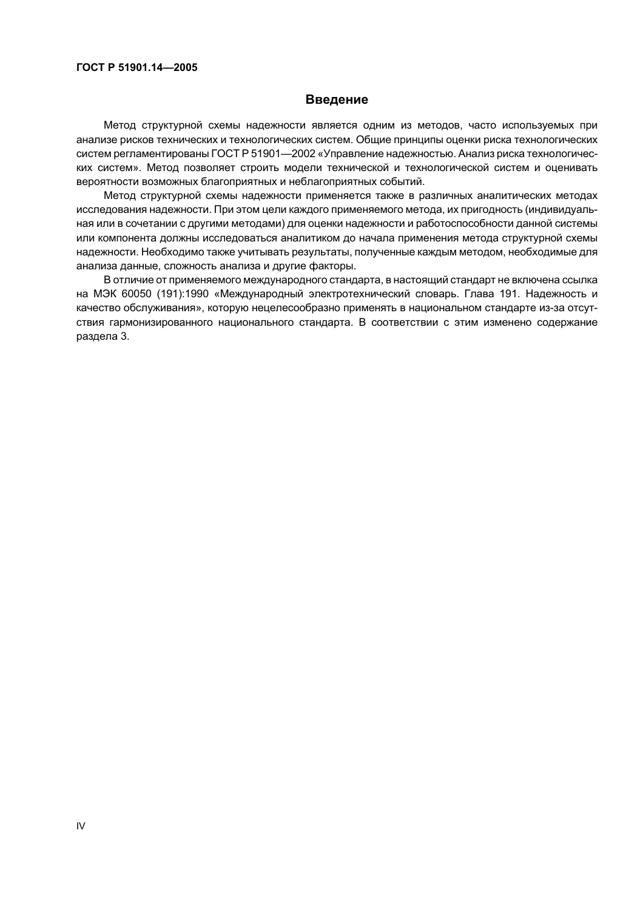## Введение

Метод структурной схемы надежности является одним из методов, часто используемых при анализе рисков технических и технологических систем. Общие принципы оценки риска технологических систем регламентированы ГОСТ Р 51901—2002 «Управление надежностью. Анализ риска технологических систем». Метод позволяет строить модели технической и технологической систем и оценивать вероятности возможных благоприятных и неблагоприятных событий.

Метод структурной схемы надежности применяется также в различных аналитических методах исследования надежности. При этом цели каждого применяемого метода, их пригодность (индивидуальная или в сочетании с другими методами) для оценки надежности и работоспособности данной системы или компонента должны исследоваться аналитиком до начала применения метода структурной схемы надежности. Необходимо также учитывать результаты, полученные каждым методом, необходимые для анализа данные, сложность анализа и другие факторы.

В отличие от применяемого международного стандарта, в настоящий стандарт не включена ссылка на МЭК 60050 (191):1990 «Международный электротехнический словарь. Глава 191. Надежность и качество обслуживания», которую нецелесообразно применять в национальном стандарте из-за отсутствия гармонизированного национального стандарта. В соответствии с этим изменено содержание раздела 3.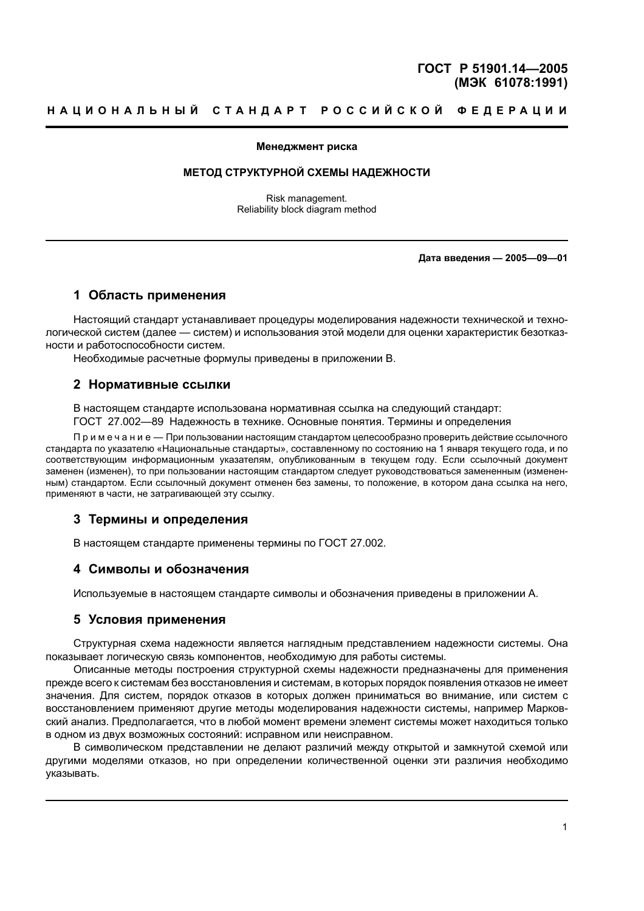**ГОСТ Р 51901.14—2005 (МЭК 61078:1991)**

НАЦИОНАЛЬНЫЙ СТАНДАРТ РОССИЙСКОЙ ФЕДЕРАЦИИ

---

**Менеджмент риска**

**МЕТОД СТРУКТУРНОЙ СХЕМЫ НАДЕЖНОСТИ**

Risk management.
Reliability block diagram method

---

**Дата введения — 2005—09—01**

## 1 Область применения

Настоящий стандарт устанавливает процедуры моделирования надежности технической и технологической систем (далее — систем) и использования этой модели для оценки характеристик безотказности и работоспособности систем.

Необходимые расчетные формулы приведены в приложении В.

## 2 Нормативные ссылки

В настоящем стандарте использована нормативная ссылка на следующий стандарт:

ГОСТ 27.002—89 Надежность в технике. Основные понятия. Термины и определения

Примечание — При пользовании настоящим стандартом целесообразно проверить действие ссылочного стандарта по указателю «Национальные стандарты», составленному по состоянию на 1 января текущего года, и по соответствующим информационным указателям, опубликованным в текущем году. Если ссылочный документ заменен (изменен), то при пользовании настоящим стандартом следует руководствоваться замененным (измененным) стандартом. Если ссылочный документ отменен без замены, то положение, в котором дана ссылка на него, применяют в части, не затрагивающей эту ссылку.

## 3 Термины и определения

В настоящем стандарте применены термины по ГОСТ 27.002.

## 4 Символы и обозначения

Используемые в настоящем стандарте символы и обозначения приведены в приложении А.

## 5 Условия применения

Структурная схема надежности является наглядным представлением надежности системы. Она показывает логическую связь компонентов, необходимую для работы системы.

Описанные методы построения структурной схемы надежности предназначены для применения прежде всего к системам без восстановления и системам, в которых порядок появления отказов не имеет значения. Для систем, порядок отказов в которых должен приниматься во внимание, или систем с восстановлением применяют другие методы моделирования надежности системы, например Марковский анализ. Предполагается, что в любой момент времени элемент системы может находиться только в одном из двух возможных состояний: исправном или неисправном.

В символическом представлении не делают различий между открытой и замкнутой схемой или другими моделями отказов, но при определении количественной оценки эти различия необходимо указывать.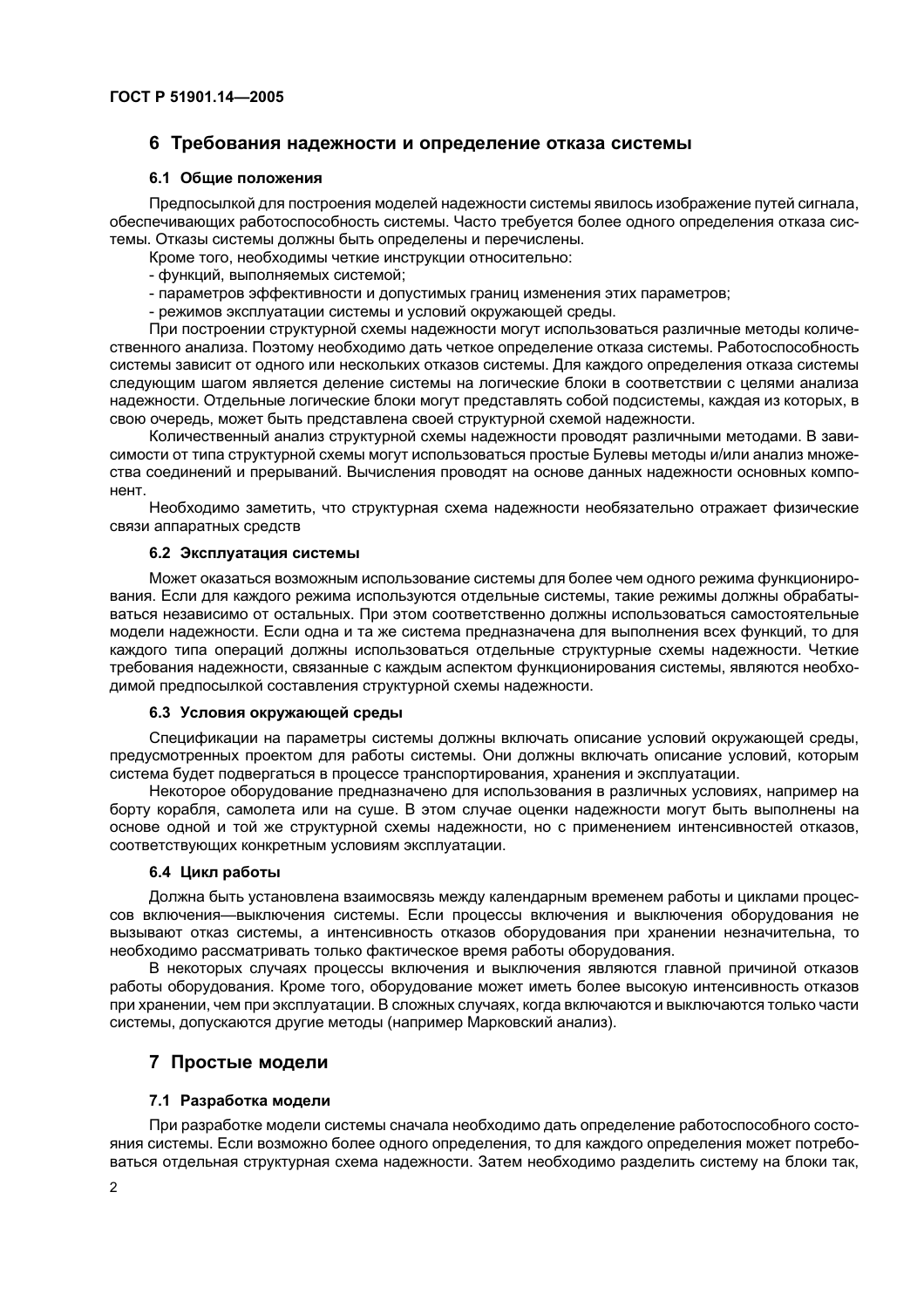## 6 Требования надежности и определение отказа системы

### 6.1 Общие положения

Предпосылкой для построения моделей надежности системы явилось изображение путей сигнала, обеспечивающих работоспособность системы. Часто требуется более одного определения отказа системы. Отказы системы должны быть определены и перечислены.

Кроме того, необходимы четкие инструкции относительно:

- функций, выполняемых системой;
- параметров эффективности и допустимых границ изменения этих параметров;
- режимов эксплуатации системы и условий окружающей среды.

При построении структурной схемы надежности могут использоваться различные методы количественного анализа. Поэтому необходимо дать четкое определение отказа системы. Работоспособность системы зависит от одного или нескольких отказов системы. Для каждого определения отказа системы следующим шагом является деление системы на логические блоки в соответствии с целями анализа надежности. Отдельные логические блоки могут представлять собой подсистемы, каждая из которых, в свою очередь, может быть представлена своей структурной схемой надежности.

Количественный анализ структурной схемы надежности проводят различными методами. В зависимости от типа структурной схемы могут использоваться простые Булевы методы и/или анализ множества соединений и прерываний. Вычисления проводят на основе данных надежности основных компонент.

Необходимо заметить, что структурная схема надежности необязательно отражает физические связи аппаратных средств

### 6.2 Эксплуатация системы

Может оказаться возможным использование системы для более чем одного режима функционирования. Если для каждого режима используются отдельные системы, такие режимы должны обрабатываться независимо от остальных. При этом соответственно должны использоваться самостоятельные модели надежности. Если одна и та же система предназначена для выполнения всех функций, то для каждого типа операций должны использоваться отдельные структурные схемы надежности. Четкие требования надежности, связанные с каждым аспектом функционирования системы, являются необходимой предпосылкой составления структурной схемы надежности.

### 6.3 Условия окружающей среды

Спецификации на параметры системы должны включать описание условий окружающей среды, предусмотренных проектом для работы системы. Они должны включать описание условий, которым система будет подвергаться в процессе транспортирования, хранения и эксплуатации.

Некоторое оборудование предназначено для использования в различных условиях, например на борту корабля, самолета или на суше. В этом случае оценки надежности могут быть выполнены на основе одной и той же структурной схемы надежности, но с применением интенсивностей отказов, соответствующих конкретным условиям эксплуатации.

### 6.4 Цикл работы

Должна быть установлена взаимосвязь между календарным временем работы и циклами процессов включения—выключения системы. Если процессы включения и выключения оборудования не вызывают отказ системы, а интенсивность отказов оборудования при хранении незначительна, то необходимо рассматривать только фактическое время работы оборудования.

В некоторых случаях процессы включения и выключения являются главной причиной отказов работы оборудования. Кроме того, оборудование может иметь более высокую интенсивность отказов при хранении, чем при эксплуатации. В сложных случаях, когда включаются и выключаются только части системы, допускаются другие методы (например Марковский анализ).

## 7 Простые модели

### 7.1 Разработка модели

При разработке модели системы сначала необходимо дать определение работоспособного состояния системы. Если возможно более одного определения, то для каждого определения может потребоваться отдельная структурная схема надежности. Затем необходимо разделить систему на блоки так,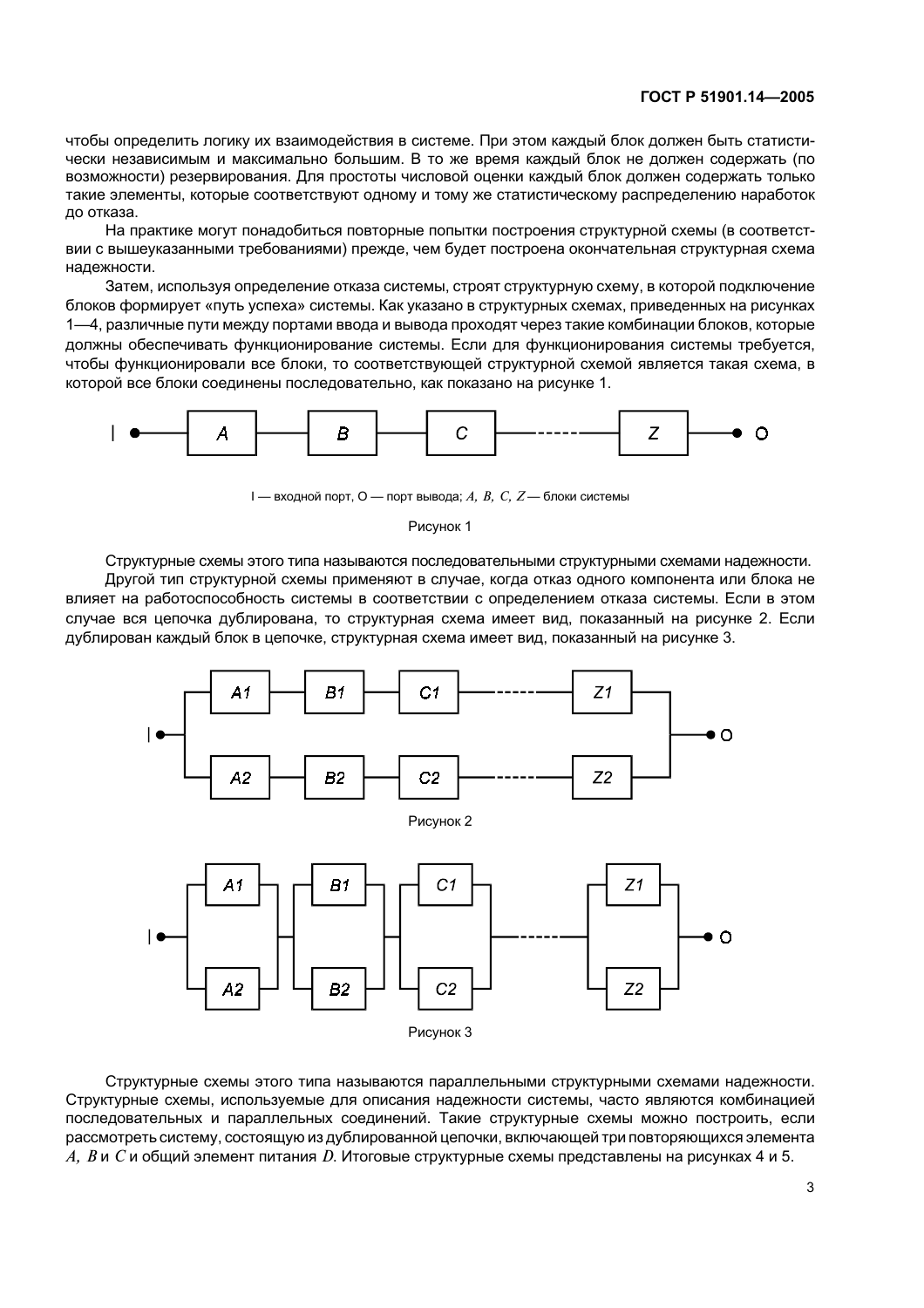чтобы определить логику их взаимодействия в системе. При этом каждый блок должен быть статистически независимым и максимально большим. В то же время каждый блок не должен содержать (по возможности) резервирования. Для простоты числовой оценки каждый блок должен содержать только такие элементы, которые соответствуют одному и тому же статистическому распределению наработок до отказа.

На практике могут понадобиться повторные попытки построения структурной схемы (в соответствии с вышеуказанными требованиями) прежде, чем будет построена окончательная структурная схема надежности.

Затем, используя определение отказа системы, строят структурную схему, в которой подключение блоков формирует «путь успеха» системы. Как указано в структурных схемах, приведенных на рисунках 1—4, различные пути между портами ввода и вывода проходят через такие комбинации блоков, которые должны обеспечивать функционирование системы. Если для функционирования системы требуется, чтобы функционировали все блоки, то соответствующей структурной схемой является такая схема, в которой все блоки соединены последовательно, как показано на рисунке 1.

I — входной порт, O — порт вывода; *A, B, C, Z* — блоки системы

Рисунок 1

Структурные схемы этого типа называются последовательными структурными схемами надежности.

Другой тип структурной схемы применяют в случае, когда отказ одного компонента или блока не влияет на работоспособность системы в соответствии с определением отказа системы. Если в этом случае вся цепочка дублирована, то структурная схема имеет вид, показанный на рисунке 2. Если дублирован каждый блок в цепочке, структурная схема имеет вид, показанный на рисунке 3.

Рисунок 2

Рисунок 3

Структурные схемы этого типа называются параллельными структурными схемами надежности. Структурные схемы, используемые для описания надежности системы, часто являются комбинацией последовательных и параллельных соединений. Такие структурные схемы можно построить, если рассмотреть систему, состоящую из дублированной цепочки, включающей три повторяющихся элемента *A, B* и *C* и общий элемент питания *D*. Итоговые структурные схемы представлены на рисунках 4 и 5.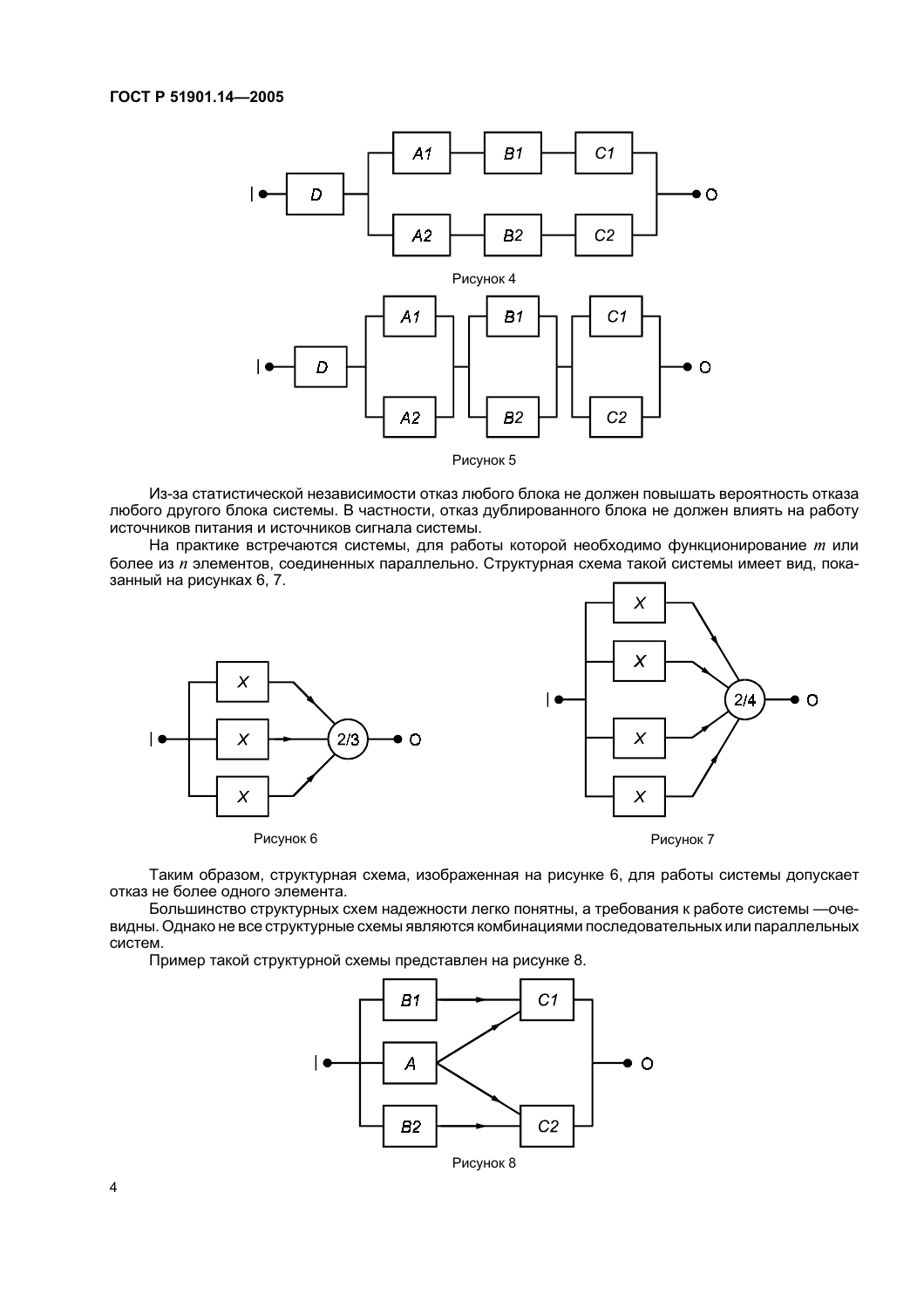Рисунок 4

Рисунок 5

Из-за статистической независимости отказ любого блока не должен повышать вероятность отказа любого другого блока системы. В частности, отказ дублированного блока не должен влиять на работу источников питания и источников сигнала системы.

На практике встречаются системы, для работы которой необходимо функционирование $m$ или более из $n$ элементов, соединенных параллельно. Структурная схема такой системы имеет вид, показанный на рисунках 6, 7.

Рисунок 6

Рисунок 7

Таким образом, структурная схема, изображенная на рисунке 6, для работы системы допускает отказ не более одного элемента.

Большинство структурных схем надежности легко понятны, а требования к работе системы —очевидны. Однако не все структурные схемы являются комбинациями последовательных или параллельных систем.

Пример такой структурной схемы представлен на рисунке 8.

Рисунок 8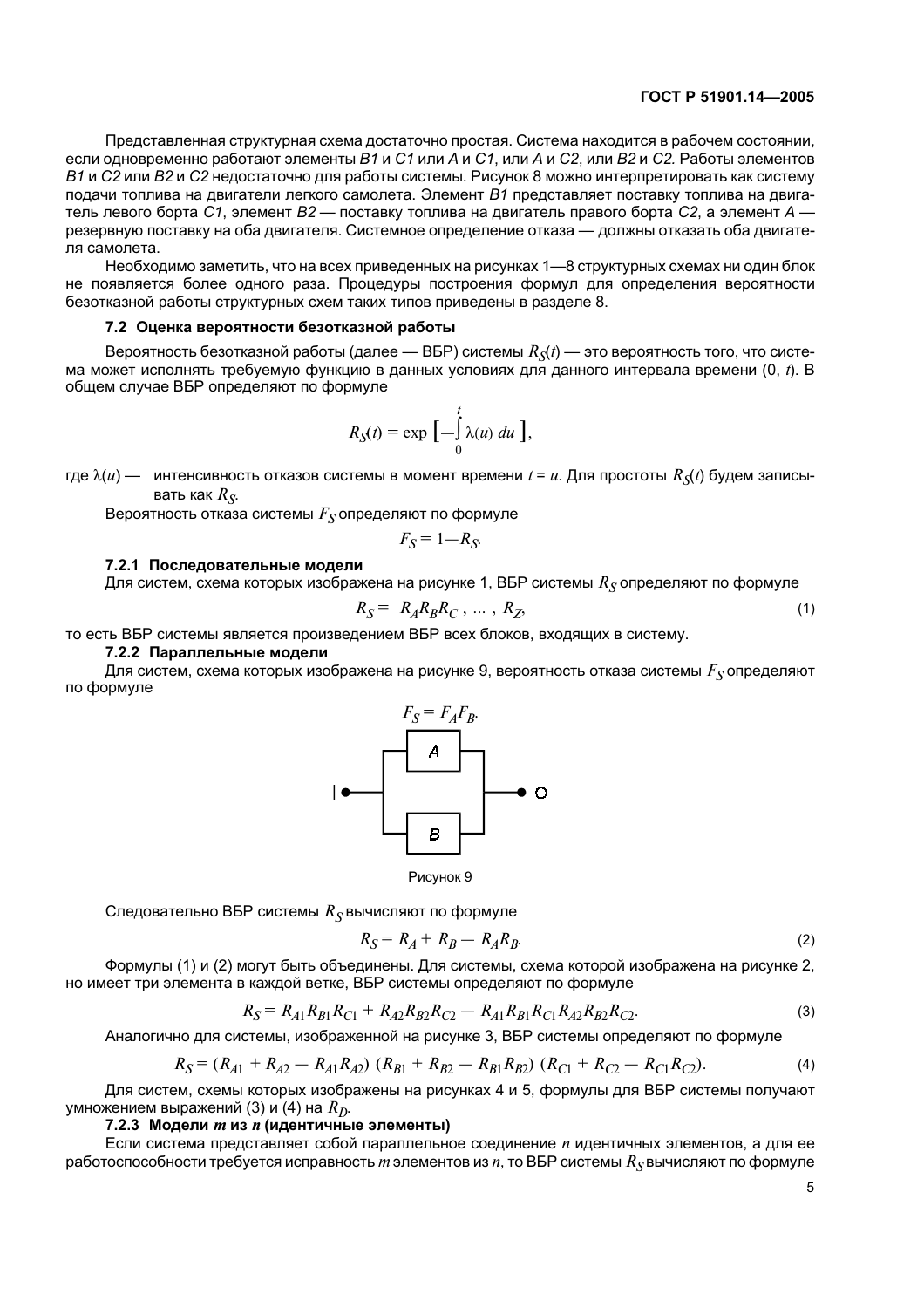Представленная структурная схема достаточно простая. Система находится в рабочем состоянии, если одновременно работают элементы *B1* и *C1* или *A* и *C1*, или *A* и *C2*, или *B2* и *C2*. Работы элементов *B1* и *C2* или *B2* и *C2* недостаточно для работы системы. Рисунок 8 можно интерпретировать как систему подачи топлива на двигатели легкого самолета. Элемент *B1* представляет поставку топлива на двигатель левого борта *C1*, элемент *B2* — поставку топлива на двигатель правого борта *C2*, а элемент *A* — резервную поставку на оба двигателя. Системное определение отказа — должны отказать оба двигателя самолета.

Необходимо заметить, что на всех приведенных на рисунках 1—8 структурных схемах ни один блок не появляется более одного раза. Процедуры построения формул для определения вероятности безотказной работы структурных схем таких типов приведены в разделе 8.

### 7.2 Оценка вероятности безотказной работы

Вероятность безотказной работы (далее — ВБР) системы $R_S(t)$ — это вероятность того, что система может исполнять требуемую функцию в данных условиях для данного интервала времени (0, *t*). В общем случае ВБР определяют по формуле

$$R_S(t) = \exp\left[-\int_0^t \lambda(u)\, du\right],$$

где $\lambda(u)$ — интенсивность отказов системы в момент времени $t = u$. Для простоты $R_S(t)$ будем записывать как $R_S$.

Вероятность отказа системы $F_S$ определяют по формуле

$$F_S = 1 - R_S.$$

#### 7.2.1 Последовательные модели

Для систем, схема которых изображена на рисунке 1, ВБР системы $R_S$ определяют по формуле

$$R_S = R_A R_B R_C, \ldots, R_Z, \tag{1}$$

то есть ВБР системы является произведением ВБР всех блоков, входящих в систему.

#### 7.2.2 Параллельные модели

Для систем, схема которых изображена на рисунке 9, вероятность отказа системы $F_S$ определяют по формуле

$$F_S = F_A F_B.$$

Рисунок 9

Следовательно ВБР системы $R_S$ вычисляют по формуле

$$R_S = R_A + R_B - R_A R_B. \tag{2}$$

Формулы (1) и (2) могут быть объединены. Для системы, схема которой изображена на рисунке 2, но имеет три элемента в каждой ветке, ВБР системы определяют по формуле

$$R_S = R_{A1}R_{B1}R_{C1} + R_{A2}R_{B2}R_{C2} - R_{A1}R_{B1}R_{C1}R_{A2}R_{B2}R_{C2}. \tag{3}$$

Аналогично для системы, изображенной на рисунке 3, ВБР системы определяют по формуле

$$R_S = (R_{A1} + R_{A2} - R_{A1}R_{A2})\,(R_{B1} + R_{B2} - R_{B1}R_{B2})\,(R_{C1} + R_{C2} - R_{C1}R_{C2}). \tag{4}$$

Для систем, схемы которых изображены на рисунках 4 и 5, формулы для ВБР системы получают умножением выражений (3) и (4) на $R_D$.

#### 7.2.3 Модели *m* из *n* (идентичные элементы)

Если система представляет собой параллельное соединение *n* идентичных элементов, а для ее работоспособности требуется исправность *m* элементов из *n*, то ВБР системы $R_S$ вычисляют по формуле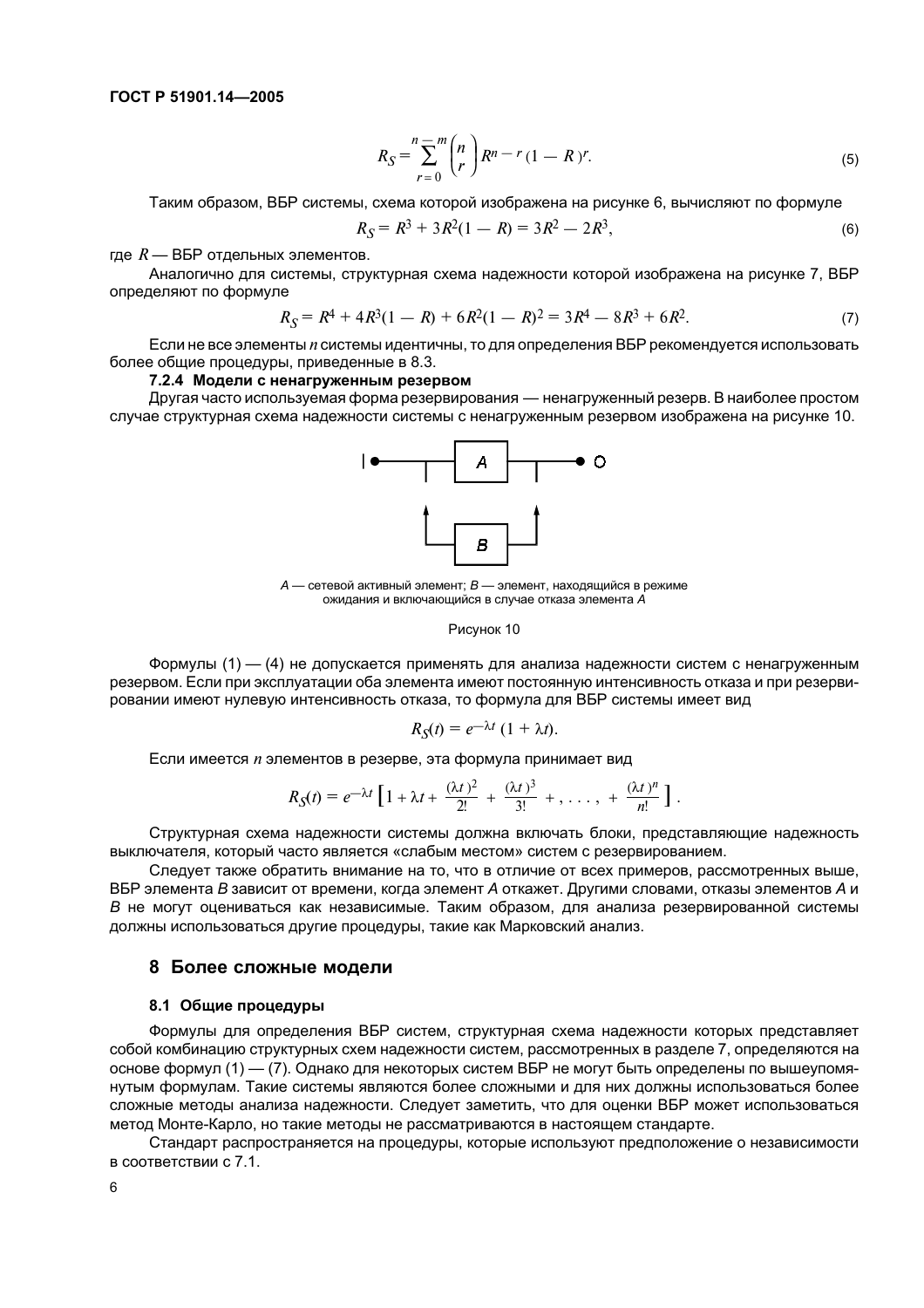$$R_S = \sum_{r=0}^{n-m} \binom{n}{r} R^{n-r} (1-R)^r. \tag{5}$$

Таким образом, ВБР системы, схема которой изображена на рисунке 6, вычисляют по формуле

$$R_S = R^3 + 3R^2(1 - R) = 3R^2 - 2R^3, \tag{6}$$

где $R$ — ВБР отдельных элементов.

Аналогично для системы, структурная схема надежности которой изображена на рисунке 7, ВБР определяют по формуле

$$R_S = R^4 + 4R^3(1 - R) + 6R^2(1 - R)^2 = 3R^4 - 8R^3 + 6R^2. \tag{7}$$

Если не все элементы $n$ системы идентичны, то для определения ВБР рекомендуется использовать более общие процедуры, приведенные в 8.3.

#### 7.2.4 Модели с ненагруженным резервом

Другая часто используемая форма резервирования — ненагруженный резерв. В наиболее простом случае структурная схема надежности системы с ненагруженным резервом изображена на рисунке 10.

*A* — сетевой активный элемент; *B* — элемент, находящийся в режиме ожидания и включающийся в случае отказа элемента *A*

Рисунок 10

Формулы (1) — (4) не допускается применять для анализа надежности систем с ненагруженным резервом. Если при эксплуатации оба элемента имеют постоянную интенсивность отказа и при резервировании имеют нулевую интенсивность отказа, то формула для ВБР системы имеет вид

$$R_S(t) = e^{-\lambda t}\,(1 + \lambda t).$$

Если имеется $n$ элементов в резерве, эта формула принимает вид

$$R_S(t) = e^{-\lambda t}\left[1 + \lambda t + \frac{(\lambda t)^2}{2!} + \frac{(\lambda t)^3}{3!} + \,.\,.\,.\,,\, + \frac{(\lambda t)^n}{n!}\right].$$

Структурная схема надежности системы должна включать блоки, представляющие надежность выключателя, который часто является «слабым местом» систем с резервированием.

Следует также обратить внимание на то, что в отличие от всех примеров, рассмотренных выше, ВБР элемента *B* зависит от времени, когда элемент *A* откажет. Другими словами, отказы элементов *A* и *B* не могут оцениваться как независимые. Таким образом, для анализа резервированной системы должны использоваться другие процедуры, такие как Марковский анализ.

## 8 Более сложные модели

### 8.1 Общие процедуры

Формулы для определения ВБР систем, структурная схема надежности которых представляет собой комбинацию структурных схем надежности систем, рассмотренных в разделе 7, определяются на основе формул (1) — (7). Однако для некоторых систем ВБР не могут быть определены по вышеупомянутым формулам. Такие системы являются более сложными и для них должны использоваться более сложные методы анализа надежности. Следует заметить, что для оценки ВБР может использоваться метод Монте-Карло, но такие методы не рассматриваются в настоящем стандарте.

Стандарт распространяется на процедуры, которые используют предположение о независимости в соответствии с 7.1.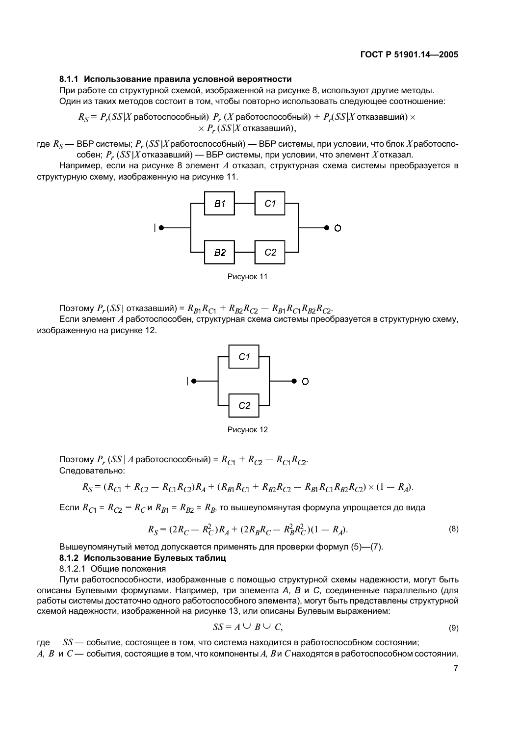#### 8.1.1 Использование правила условной вероятности

При работе со структурной схемой, изображенной на рисунке 8, используют другие методы.

Один из таких методов состоит в том, чтобы повторно использовать следующее соотношение:

$$R_S = P_r(SS|X \text{ работоспособный})\ P_r\,(X \text{ работоспособный}) + P_r(SS|X \text{ отказавший}) \times \times P_r\,(SS|X \text{ отказавший}),$$

где $R_S$ — ВБР системы; $P_r\,(SS|X$ работоспособный) — ВБР системы, при условии, что блок $X$ работоспособен; $P_r\,(SS|X$ отказавший) — ВБР системы, при условии, что элемент $X$ отказал.

Например, если на рисунке 8 элемент $A$ отказал, структурная схема системы преобразуется в структурную схему, изображенную на рисунке 11.

Рисунок 11

Поэтому $P_r\,(SS|$ отказавший) = $R_{B1}R_{C1} + R_{B2}R_{C2} - R_{B1}R_{C1}R_{B2}R_{C2}$.

Если элемент $A$ работоспособен, структурная схема системы преобразуется в структурную схему, изображенную на рисунке 12.

Рисунок 12

Поэтому $P_r\,(SS\,|\,A$ работоспособный) = $R_{C1} + R_{C2} - R_{C1}R_{C2}$.

Следовательно:

$$R_S = (R_{C1} + R_{C2} - R_{C1}R_{C2})R_A + (R_{B1}R_{C1} + R_{B2}R_{C2} - R_{B1}R_{C1}R_{B2}R_{C2}) \times (1 - R_A).$$

Если $R_{C1} = R_{C2} = R_C$ и $R_{B1} = R_{B2} = R_B$, то вышеупомянутая формула упрощается до вида

$$R_S = (2R_C - R_C^2)R_A + (2R_BR_C - R_B^2R_C^2)(1 - R_A). \tag{8}$$

Вышеупомянутый метод допускается применять для проверки формул (5)—(7).

#### 8.1.2 Использование Булевых таблиц

8.1.2.1 Общие положения

Пути работоспособности, изображенные с помощью структурной схемы надежности, могут быть описаны Булевыми формулами. Например, три элемента А, В и С, соединенные параллельно (для работы системы достаточно одного работоспособного элемента), могут быть представлены структурной схемой надежности, изображенной на рисунке 13, или описаны Булевым выражением:

$$SS = A \cup B \cup C, \tag{9}$$

где $SS$ — событие, состоящее в том, что система находится в работоспособном состоянии;

$A$, $B$ и $C$ — события, состоящие в том, что компоненты $A$, $B$ и $C$ находятся в работоспособном состоянии.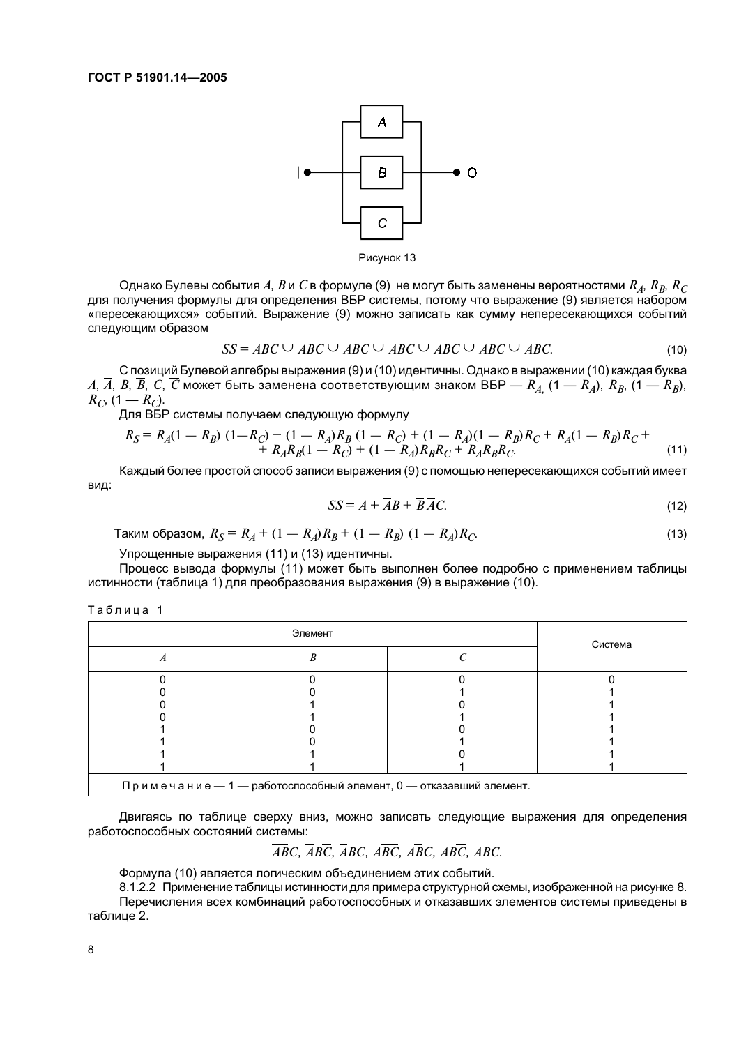Рисунок 13

Однако Булевы события $A$, $B$ и $C$ в формуле (9) не могут быть заменены вероятностями $R_A$, $R_B$, $R_C$ для получения формулы для определения ВБР системы, потому что выражение (9) является набором «пересекающихся» событий. Выражение (9) можно записать как сумму непересекающихся событий следующим образом

$$SS = \overline{A}\overline{B}C \cup \overline{A}B\overline{C} \cup \overline{A}BC \cup A\overline{B}\overline{C} \cup A\overline{B}C \cup AB\overline{C} \cup ABC. \tag{10}$$

С позиций Булевой алгебры выражения (9) и (10) идентичны. Однако в выражении (10) каждая буква $A$, $\overline{A}$, $B$, $\overline{B}$, $C$, $\overline{C}$ может быть заменена соответствующим знаком ВБР — $R_A$, $(1 - R_A)$, $R_B$, $(1 - R_B)$, $R_C$, $(1 - R_C)$.

Для ВБР системы получаем следующую формулу

$$R_S = R_A(1 - R_B)(1 - R_C) + (1 - R_A)R_B(1 - R_C) + (1 - R_A)(1 - R_B)R_C + R_A(1 - R_B)R_C + R_AR_B(1 - R_C) + (1 - R_A)R_BR_C + R_AR_BR_C. \tag{11}$$

Каждый более простой способ записи выражения (9) с помощью непересекающихся событий имеет вид:

$$SS = A + \overline{A}B + \overline{B}\,\overline{A}C. \tag{12}$$

Таким образом, $R_S = R_A + (1 - R_A)R_B + (1 - R_B)(1 - R_A)R_C$. (13)

Упрощенные выражения (11) и (13) идентичны.

Процесс вывода формулы (11) может быть выполнен более подробно с применением таблицы истинности (таблица 1) для преобразования выражения (9) в выражение (10).

Таблица 1

| Элемент | | | Система |
|---|---|---|---|
| $A$ | $B$ | $C$ | |
| 0 | 0 | 0 | 0 |
| 0 | 0 | 1 | 1 |
| 0 | 1 | 0 | 1 |
| 0 | 1 | 1 | 1 |
| 1 | 0 | 0 | 1 |
| 1 | 0 | 1 | 1 |
| 1 | 1 | 0 | 1 |
| 1 | 1 | 1 | 1 |
| Примечание — 1 — работоспособный элемент, 0 — отказавший элемент. | | | |

Двигаясь по таблице сверху вниз, можно записать следующие выражения для определения работоспособных состояний системы:

$$\overline{A}\overline{B}C,\ \overline{A}B\overline{C},\ \overline{A}BC,\ A\overline{B}\overline{C},\ A\overline{B}C,\ AB\overline{C},\ ABC.$$

Формула (10) является логическим объединением этих событий.

8.1.2.2 Применение таблицы истинности для примера структурной схемы, изображенной на рисунке 8.

Перечисления всех комбинаций работоспособных и отказавших элементов системы приведены в таблице 2.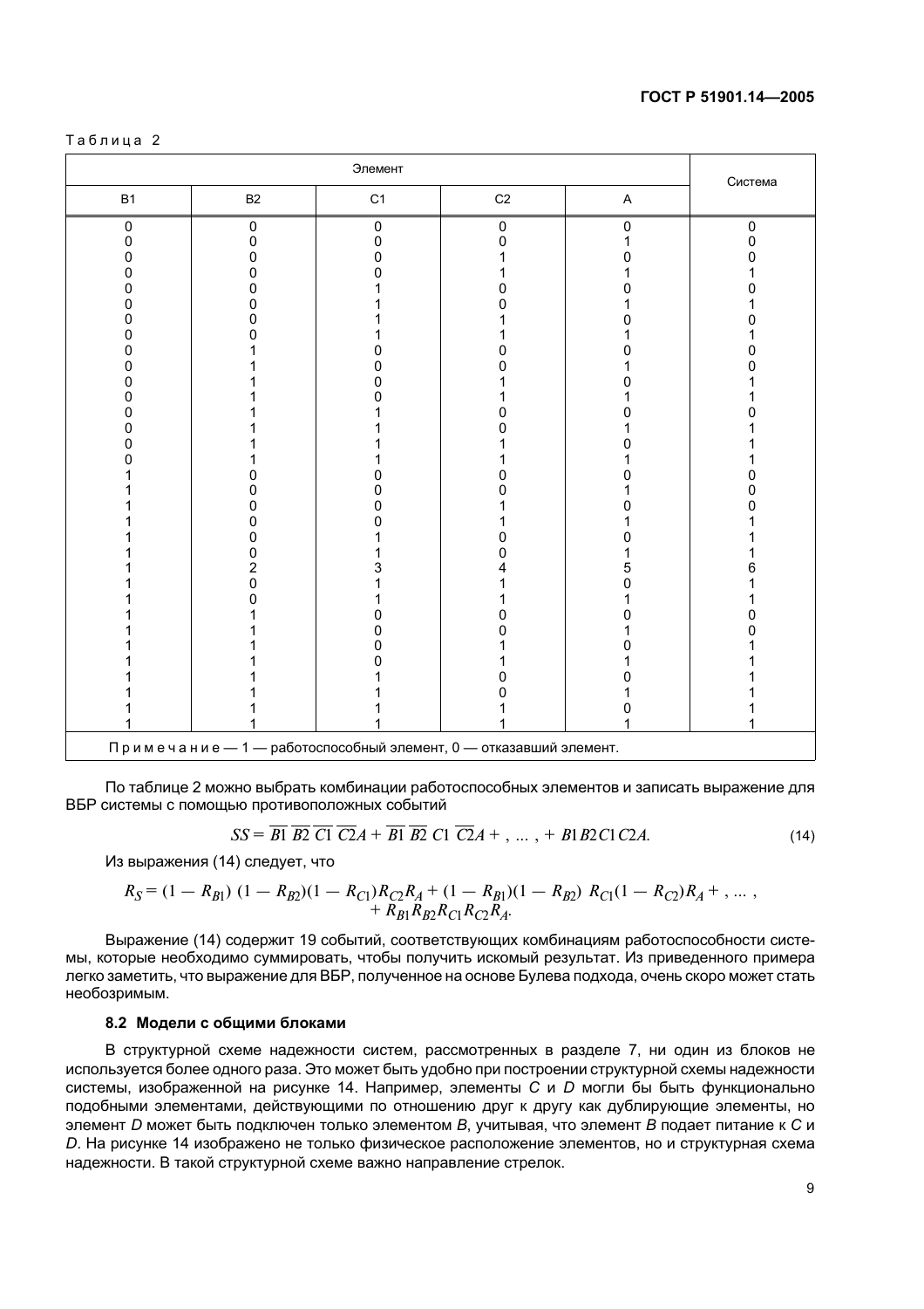Таблица 2

| Элемент | | | | | Система |
|---|---|---|---|---|---|
| B1 | B2 | C1 | C2 | A | |
| 0 | 0 | 0 | 0 | 0 | 0 |
| 0 | 0 | 0 | 0 | 1 | 0 |
| 0 | 0 | 0 | 1 | 0 | 0 |
| 0 | 0 | 0 | 1 | 1 | 1 |
| 0 | 0 | 1 | 0 | 0 | 0 |
| 0 | 0 | 1 | 0 | 1 | 1 |
| 0 | 0 | 1 | 1 | 0 | 0 |
| 0 | 0 | 1 | 1 | 1 | 1 |
| 0 | 1 | 0 | 0 | 0 | 0 |
| 0 | 1 | 0 | 0 | 1 | 0 |
| 0 | 1 | 0 | 1 | 0 | 1 |
| 0 | 1 | 0 | 1 | 1 | 1 |
| 0 | 1 | 1 | 0 | 0 | 0 |
| 0 | 1 | 1 | 0 | 1 | 1 |
| 0 | 1 | 1 | 1 | 0 | 1 |
| 0 | 1 | 1 | 1 | 1 | 1 |
| 1 | 0 | 0 | 0 | 0 | 0 |
| 1 | 0 | 0 | 0 | 1 | 0 |
| 1 | 0 | 0 | 1 | 0 | 0 |
| 1 | 0 | 0 | 1 | 1 | 1 |
| 1 | 0 | 1 | 0 | 0 | 1 |
| 1 | 0 | 1 | 0 | 1 | 1 |
| 1 | 2 | 3 | 4 | 5 | 6 |
| 1 | 0 | 1 | 1 | 0 | 1 |
| 1 | 0 | 1 | 1 | 1 | 1 |
| 1 | 1 | 0 | 0 | 0 | 0 |
| 1 | 1 | 0 | 0 | 1 | 0 |
| 1 | 1 | 0 | 1 | 0 | 1 |
| 1 | 1 | 0 | 1 | 1 | 1 |
| 1 | 1 | 1 | 0 | 0 | 1 |
| 1 | 1 | 1 | 0 | 1 | 1 |
| 1 | 1 | 1 | 1 | 0 | 1 |
| 1 | 1 | 1 | 1 | 1 | 1 |

Примечание — 1 — работоспособный элемент, 0 — отказавший элемент.

По таблице 2 можно выбрать комбинации работоспособных элементов и записать выражение для ВБР системы с помощью противоположных событий

$$SS = \overline{B1}\,\overline{B2}\,\overline{C1}\,\overline{C2}A + \overline{B1}\,\overline{B2}\,C1\,\overline{C2}A + \,\ldots\,, + B1B2C1C2A. \tag{14}$$

Из выражения (14) следует, что

$$R_S = (1 - R_{B1})\,(1 - R_{B2})(1 - R_{C1})R_{C2}R_A + (1 - R_{B1})(1 - R_{B2})\,R_{C1}(1 - R_{C2})R_A + \,\ldots\,, + R_{B1}R_{B2}R_{C1}R_{C2}R_A.$$

Выражение (14) содержит 19 событий, соответствующих комбинациям работоспособности системы, которые необходимо суммировать, чтобы получить искомый результат. Из приведенного примера легко заметить, что выражение для ВБР, полученное на основе Булева подхода, очень скоро может стать необозримым.

### 8.2 Модели с общими блоками

В структурной схеме надежности систем, рассмотренных в разделе 7, ни один из блоков не используется более одного раза. Это может быть удобно при построении структурной схемы надежности системы, изображенной на рисунке 14. Например, элементы *C* и *D* могли бы быть функционально подобными элементами, действующими по отношению друг к другу как дублирующие элементы, но элемент *D* может быть подключен только элементом *B*, учитывая, что элемент *B* подает питание к *C* и *D*. На рисунке 14 изображено не только физическое расположение элементов, но и структурная схема надежности. В такой структурной схеме важно направление стрелок.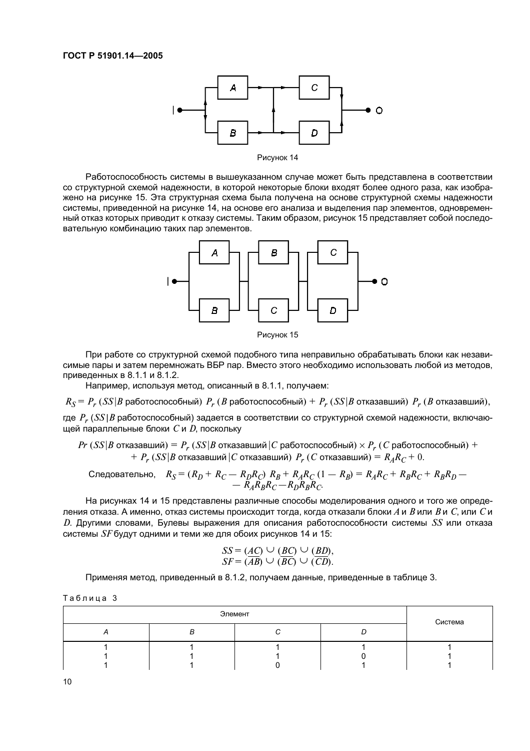Рисунок 14

Работоспособность системы в вышеуказанном случае может быть представлена в соответствии со структурной схемой надежности, в которой некоторые блоки входят более одного раза, как изображено на рисунке 15. Эта структурная схема была получена на основе структурной схемы надежности системы, приведенной на рисунке 14, на основе его анализа и выделения пар элементов, одновременный отказ которых приводит к отказу системы. Таким образом, рисунок 15 представляет собой последовательную комбинацию таких пар элементов.

Рисунок 15

При работе со структурной схемой подобного типа неправильно обрабатывать блоки как независимые пары и затем перемножать ВБР пар. Вместо этого необходимо использовать любой из методов, приведенных в 8.1.1 и 8.1.2.

Например, используя метод, описанный в 8.1.1, получаем:

$$R_S = P_r\,(SS|B \text{ работоспособный})\ P_r\,(B \text{ работоспособный}) + P_r\,(SS|B \text{ отказавший})\ P_r\,(B \text{ отказавший}),$$

где $P_r\,(SS|B$ работоспособный) задается в соответствии со структурной схемой надежности, включающей параллельные блоки $C$ и $D$, поскольку

$$Pr\,(SS|B \text{ отказавший}) = P_r\,(SS|B \text{ отказавший}\,|C \text{ работоспособный}) \times P_r\,(C \text{ работоспособный}) + P_r\,(SS|B \text{ отказавший}\,|C \text{ отказавший})\ P_r\,(C \text{ отказавший}) = R_A R_C + 0.$$

Следовательно, $R_S = (R_D + R_C - R_D R_C)\ R_B + R_A R_C\,(1 - R_B) = R_A R_C + R_B R_C + R_B R_D - R_A R_B R_C - R_D R_B R_C.$

На рисунках 14 и 15 представлены различные способы моделирования одного и того же определения отказа. А именно, отказ системы происходит тогда, когда отказали блоки $A$ и $B$ или $B$ и $C$, или $C$ и $D$. Другими словами, Булевы выражения для описания работоспособности системы $SS$ или отказа системы $SF$ будут одними и теми же для обоих рисунков 14 и 15:

$$SS = (AC) \cup (BC) \cup (BD),$$
$$SF = (\overline{AB}) \cup (\overline{BC}) \cup (\overline{CD}).$$

Применяя метод, приведенный в 8.1.2, получаем данные, приведенные в таблице 3.

Таблица 3

| Элемент | | | | Система |
|---|---|---|---|---|
| A | B | C | D | |
| 1 | 1 | 1 | 1 | 1 |
| 1 | 1 | 1 | 0 | 1 |
| 1 | 1 | 0 | 1 | 1 |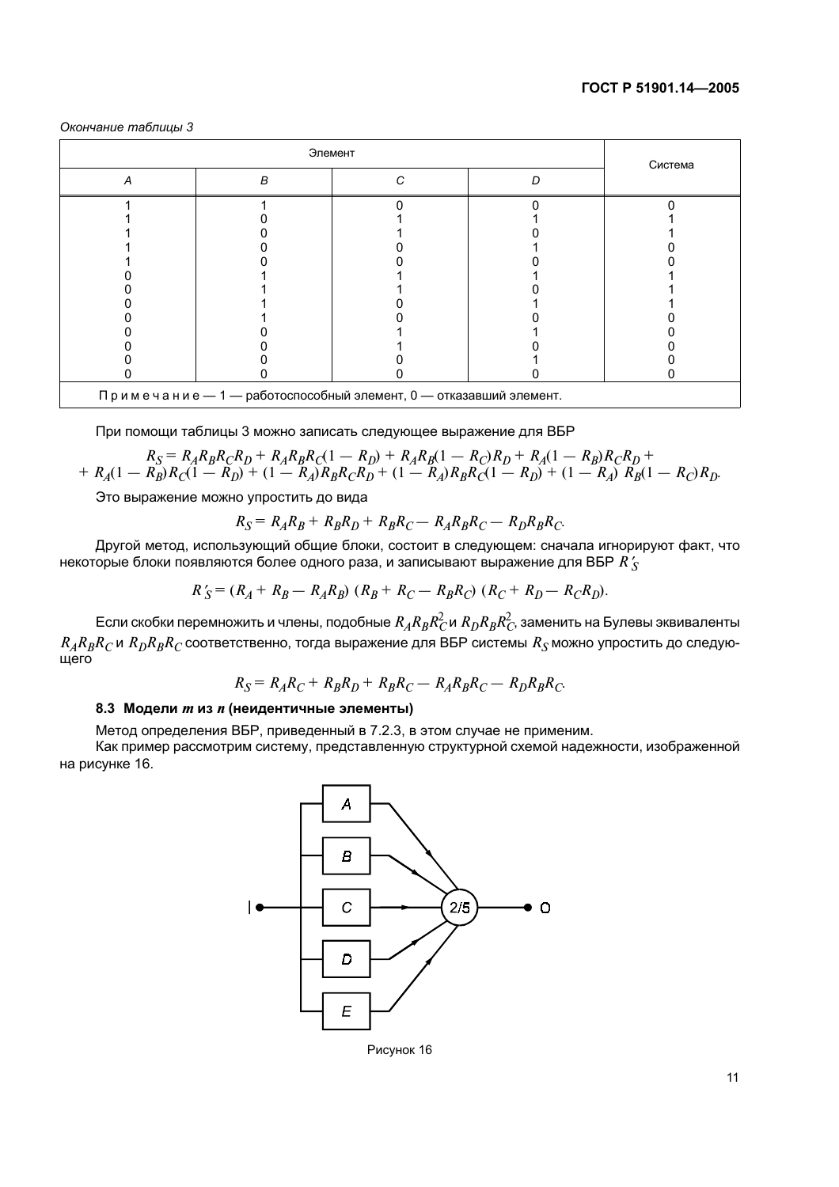*Окончание таблицы 3*

| Элемент | | | | Система |
|---|---|---|---|---|
| *A* | *B* | *C* | *D* | |
| 1 | 1 | 0 | 0 | 0 |
| 1 | 0 | 1 | 1 | 1 |
| 1 | 0 | 1 | 0 | 1 |
| 1 | 0 | 0 | 1 | 0 |
| 1 | 0 | 0 | 0 | 0 |
| 0 | 1 | 1 | 1 | 1 |
| 0 | 1 | 1 | 0 | 1 |
| 0 | 1 | 0 | 1 | 1 |
| 0 | 1 | 0 | 0 | 0 |
| 0 | 0 | 1 | 1 | 0 |
| 0 | 0 | 1 | 0 | 0 |
| 0 | 0 | 0 | 1 | 0 |
| 0 | 0 | 0 | 0 | 0 |
| Примечание — 1 — работоспособный элемент, 0 — отказавший элемент. | | | | |

При помощи таблицы 3 можно записать следующее выражение для ВБР

$$R_S = R_A R_B R_C R_D + R_A R_B R_C(1 - R_D) + R_A R_B(1 - R_C)R_D + R_A(1 - R_B)R_C R_D + \\ + R_A(1 - R_B)R_C(1 - R_D) + (1 - R_A)R_B R_C R_D + (1 - R_A)R_B R_C(1 - R_D) + (1 - R_A) R_B(1 - R_C)R_D.$$

Это выражение можно упростить до вида

$$R_S = R_A R_B + R_B R_D + R_B R_C - R_A R_B R_C - R_D R_B R_C.$$

Другой метод, использующий общие блоки, состоит в следующем: сначала игнорируют факт, что некоторые блоки появляются более одного раза, и записывают выражение для ВБР $R'_S$

$$R'_S = (R_A + R_B - R_A R_B)\ (R_B + R_C - R_B R_C)\ (R_C + R_D - R_C R_D).$$

Если скобки перемножить и члены, подобные $R_A R_B R_C^2$ и $R_D R_B R_C^2$, заменить на Булевы эквиваленты $R_A R_B R_C$ и $R_D R_B R_C$ соответственно, тогда выражение для ВБР системы $R_S$ можно упростить до следующего

$$R_S = R_A R_C + R_B R_D + R_B R_C - R_A R_B R_C - R_D R_B R_C.$$

### 8.3 Модели *m* из *n* (неидентичные элементы)

Метод определения ВБР, приведенный в 7.2.3, в этом случае не применим.

Как пример рассмотрим систему, представленную структурной схемой надежности, изображенной на рисунке 16.

Рисунок 16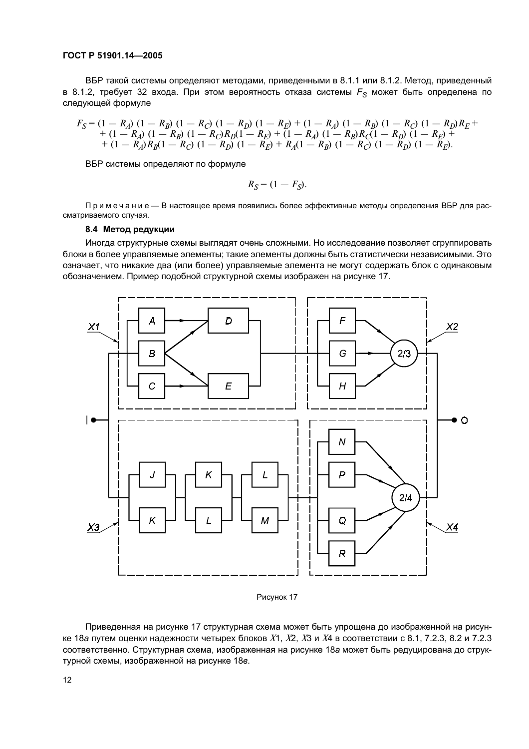ВБР такой системы определяют методами, приведенными в 8.1.1 или 8.1.2. Метод, приведенный в 8.1.2, требует 32 входа. При этом вероятность отказа системы $F_S$ может быть определена по следующей формуле

$$F_S = (1 - R_A)(1 - R_B)(1 - R_C)(1 - R_D)(1 - R_E) + (1 - R_A)(1 - R_B)(1 - R_C)(1 - R_D)R_E + (1 - R_A)(1 - R_B)(1 - R_C)R_D(1 - R_E) + (1 - R_A)(1 - R_B)R_C(1 - R_D)(1 - R_E) + (1 - R_A)R_B(1 - R_C)(1 - R_D)(1 - R_E) + R_A(1 - R_B)(1 - R_C)(1 - R_D)(1 - R_E).$$

ВБР системы определяют по формуле

$$R_S = (1 - F_S).$$

Примечание — В настоящее время появились более эффективные методы определения ВБР для рассматриваемого случая.

### 8.4 Метод редукции

Иногда структурные схемы выглядят очень сложными. Но исследование позволяет сгруппировать блоки в более управляемые элементы; такие элементы должны быть статистически независимыми. Это означает, что никакие два (или более) управляемые элемента не могут содержать блок с одинаковым обозначением. Пример подобной структурной схемы изображен на рисунке 17.

Рисунок 17

Приведенная на рисунке 17 структурная схема может быть упрощена до изображенной на рисунке 18*а* путем оценки надежности четырех блоков $X1$, $X2$, $X3$ и $X4$ в соответствии с 8.1, 7.2.3, 8.2 и 7.2.3 соответственно. Структурная схема, изображенная на рисунке 18*а* может быть редуцирована до структурной схемы, изображенной на рисунке 18*в*.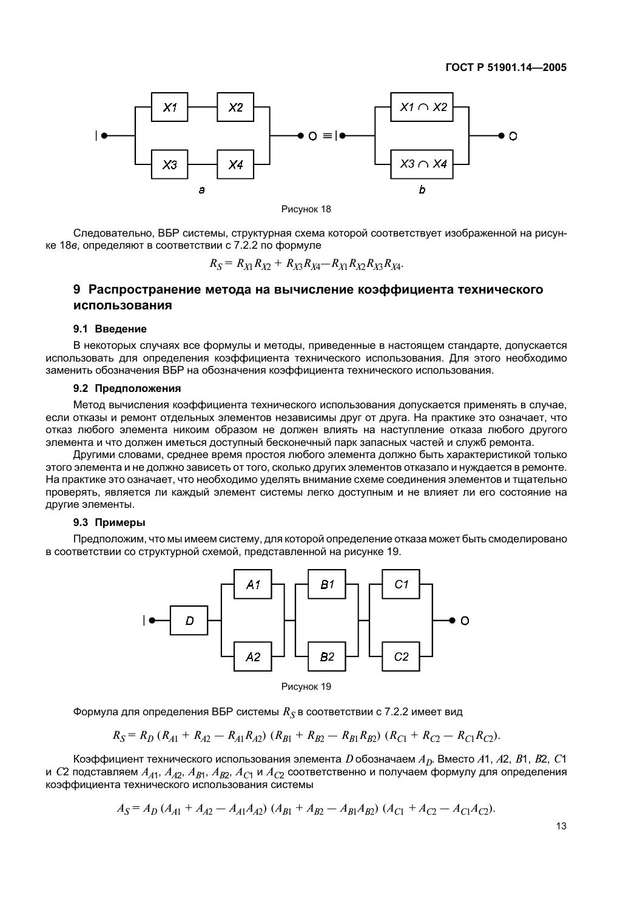Рисунок 18

Следовательно, ВБР системы, структурная схема которой соответствует изображенной на рисунке 18*в*, определяют в соответствии с 7.2.2 по формуле

$$R_S = R_{X1}R_{X2} + R_{X3}R_{X4} - R_{X1}R_{X2}R_{X3}R_{X4}.$$

## 9 Распространение метода на вычисление коэффициента технического использования

### 9.1 Введение

В некоторых случаях все формулы и методы, приведенные в настоящем стандарте, допускается использовать для определения коэффициента технического использования. Для этого необходимо заменить обозначения ВБР на обозначения коэффициента технического использования.

### 9.2 Предположения

Метод вычисления коэффициента технического использования допускается применять в случае, если отказы и ремонт отдельных элементов независимы друг от друга. На практике это означает, что отказ любого элемента никоим образом не должен влиять на наступление отказа любого другого элемента и что должен иметься доступный бесконечный парк запасных частей и служб ремонта.

Другими словами, среднее время простоя любого элемента должно быть характеристикой только этого элемента и не должно зависеть от того, сколько других элементов отказало и нуждается в ремонте. На практике это означает, что необходимо уделять внимание схеме соединения элементов и тщательно проверять, является ли каждый элемент системы легко доступным и не влияет ли его состояние на другие элементы.

### 9.3 Примеры

Предположим, что мы имеем систему, для которой определение отказа может быть смоделировано в соответствии со структурной схемой, представленной на рисунке 19.

Рисунок 19

Формула для определения ВБР системы $R_S$ в соответствии с 7.2.2 имеет вид

$$R_S = R_D\,(R_{A1} + R_{A2} - R_{A1}R_{A2})\,(R_{B1} + R_{B2} - R_{B1}R_{B2})\,(R_{C1} + R_{C2} - R_{C1}R_{C2}).$$

Коэффициент технического использования элемента $D$ обозначаем $A_D$. Вместо $A1$, $A2$, $B1$, $B2$, $C1$ и $C2$ подставляем $A_{A1}$, $A_{A2}$, $A_{B1}$, $A_{B2}$, $A_{C1}$ и $A_{C2}$ соответственно и получаем формулу для определения коэффициента технического использования системы

$$A_S = A_D\,(A_{A1} + A_{A2} - A_{A1}A_{A2})\,(A_{B1} + A_{B2} - A_{B1}A_{B2})\,(A_{C1} + A_{C2} - A_{C1}A_{C2}).$$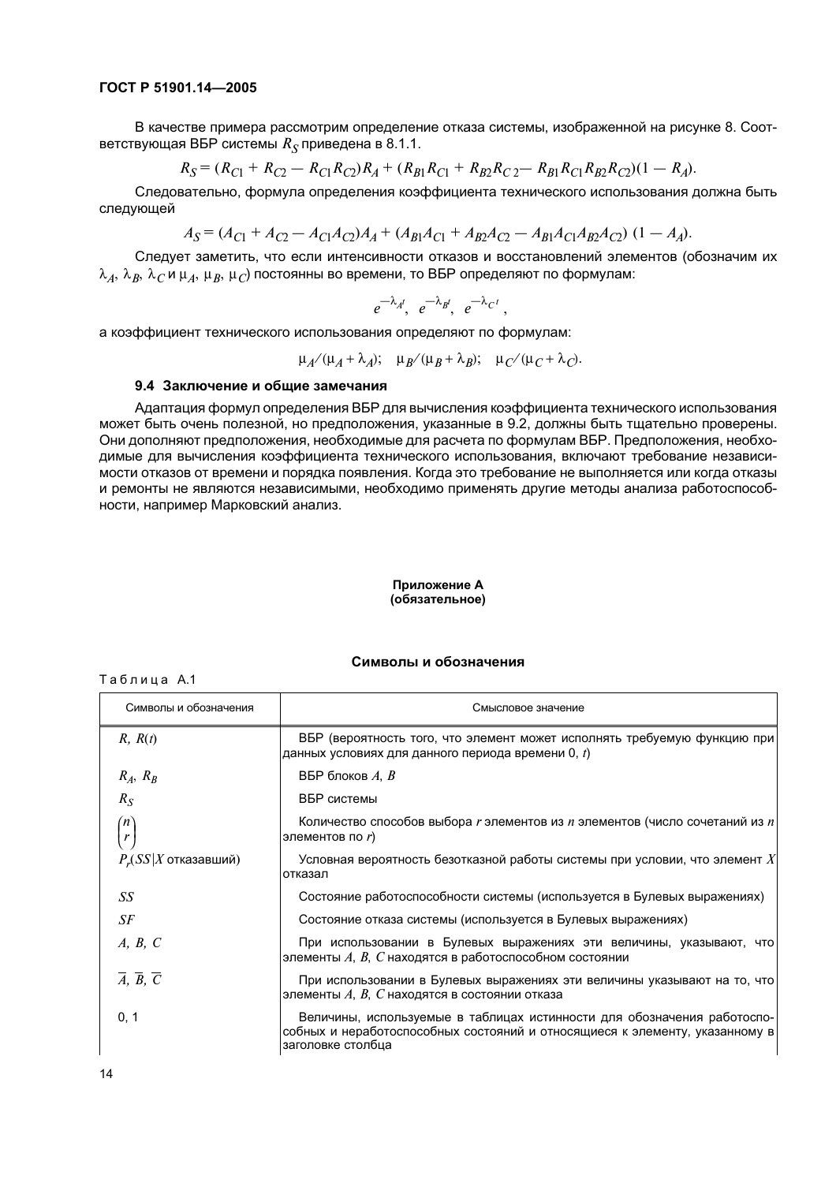В качестве примера рассмотрим определение отказа системы, изображенной на рисунке 8. Соответствующая ВБР системы $R_S$ приведена в 8.1.1.

$$R_S = (R_{C1} + R_{C2} - R_{C1}R_{C2})R_A + (R_{B1}R_{C1} + R_{B2}R_{C2} - R_{B1}R_{C1}R_{B2}R_{C2})(1 - R_A).$$

Следовательно, формула определения коэффициента технического использования должна быть следующей

$$A_S = (A_{C1} + A_{C2} - A_{C1}A_{C2})A_A + (A_{B1}A_{C1} + A_{B2}A_{C2} - A_{B1}A_{C1}A_{B2}A_{C2})\ (1 - A_A).$$

Следует заметить, что если интенсивности отказов и восстановлений элементов (обозначим их $\lambda_A$, $\lambda_B$, $\lambda_C$ и $\mu_A$, $\mu_B$, $\mu_C$) постоянны во времени, то ВБР определяют по формулам:

$$e^{-\lambda_A t},\ e^{-\lambda_B t},\ e^{-\lambda_C t},$$

а коэффициент технического использования определяют по формулам:

$$\mu_A/(\mu_A + \lambda_A); \quad \mu_B/(\mu_B + \lambda_B); \quad \mu_C/(\mu_C + \lambda_C).$$

### 9.4 Заключение и общие замечания

Адаптация формул определения ВБР для вычисления коэффициента технического использования может быть очень полезной, но предположения, указанные в 9.2, должны быть тщательно проверены. Они дополняют предположения, необходимые для расчета по формулам ВБР. Предположения, необходимые для вычисления коэффициента технического использования, включают требование независимости отказов от времени и порядка появления. Когда это требование не выполняется или когда отказы и ремонты не являются независимыми, необходимо применять другие методы анализа работоспособности, например Марковский анализ.

## Приложение А
**(обязательное)**

### Символы и обозначения

Таблица А.1

| Символы и обозначения | Смысловое значение |
|---|---|
| $R$, $R(t)$ | ВБР (вероятность того, что элемент может исполнять требуемую функцию при данных условиях для данного периода времени 0, $t$) |
| $R_A$, $R_B$ | ВБР блоков $A$, $B$ |
| $R_S$ | ВБР системы |
| $\binom{n}{r}$ | Количество способов выбора $r$ элементов из $n$ элементов (число сочетаний из $n$ элементов по $r$) |
| $P_r(SS\|X$ отказавший) | Условная вероятность безотказной работы системы при условии, что элемент $X$ отказал |
| $SS$ | Состояние работоспособности системы (используется в Булевых выражениях) |
| $SF$ | Состояние отказа системы (используется в Булевых выражениях) |
| $A$, $B$, $C$ | При использовании в Булевых выражениях эти величины, указывают, что элементы $A$, $B$, $C$ находятся в работоспособном состоянии |
| $\overline{A}$, $\overline{B}$, $\overline{C}$ | При использовании в Булевых выражениях эти величины указывают на то, что элементы $A$, $B$, $C$ находятся в состоянии отказа |
| 0, 1 | Величины, используемые в таблицах истинности для обозначения работоспособных и неработоспособных состояний и относящиеся к элементу, указанному в заголовке столбца |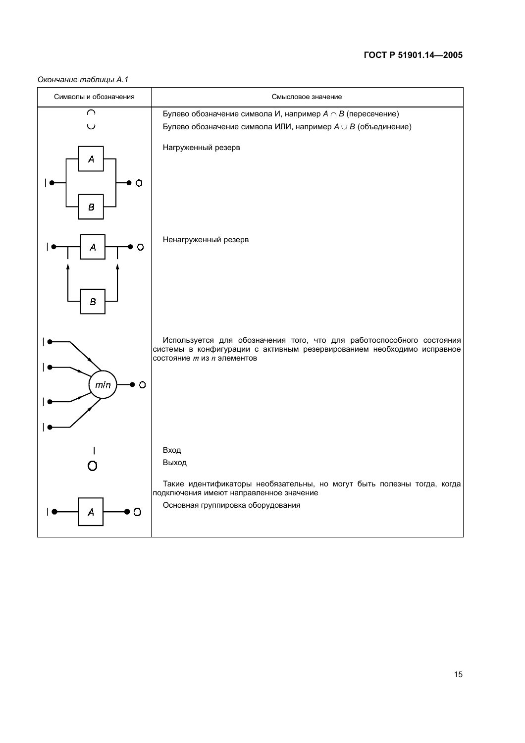*Окончание таблицы А.1*

| Символы и обозначения | Смысловое значение |
|---|---|
| $\cap$ | Булево обозначение символа И, например $A \cap B$ (пересечение) |
| $\cup$ | Булево обозначение символа ИЛИ, например $A \cup B$ (объединение) |
| | Нагруженный резерв |
| | Ненагруженный резерв |
| $m/n$ | Используется для обозначения того, что для работоспособного состояния системы в конфигурации с активным резервированием необходимо исправное состояние $m$ из $n$ элементов |
| I | Вход |
| O | Выход |
| | Такие идентификаторы необязательны, но могут быть полезны тогда, когда подключения имеют направленное значение |
| | Основная группировка оборудования |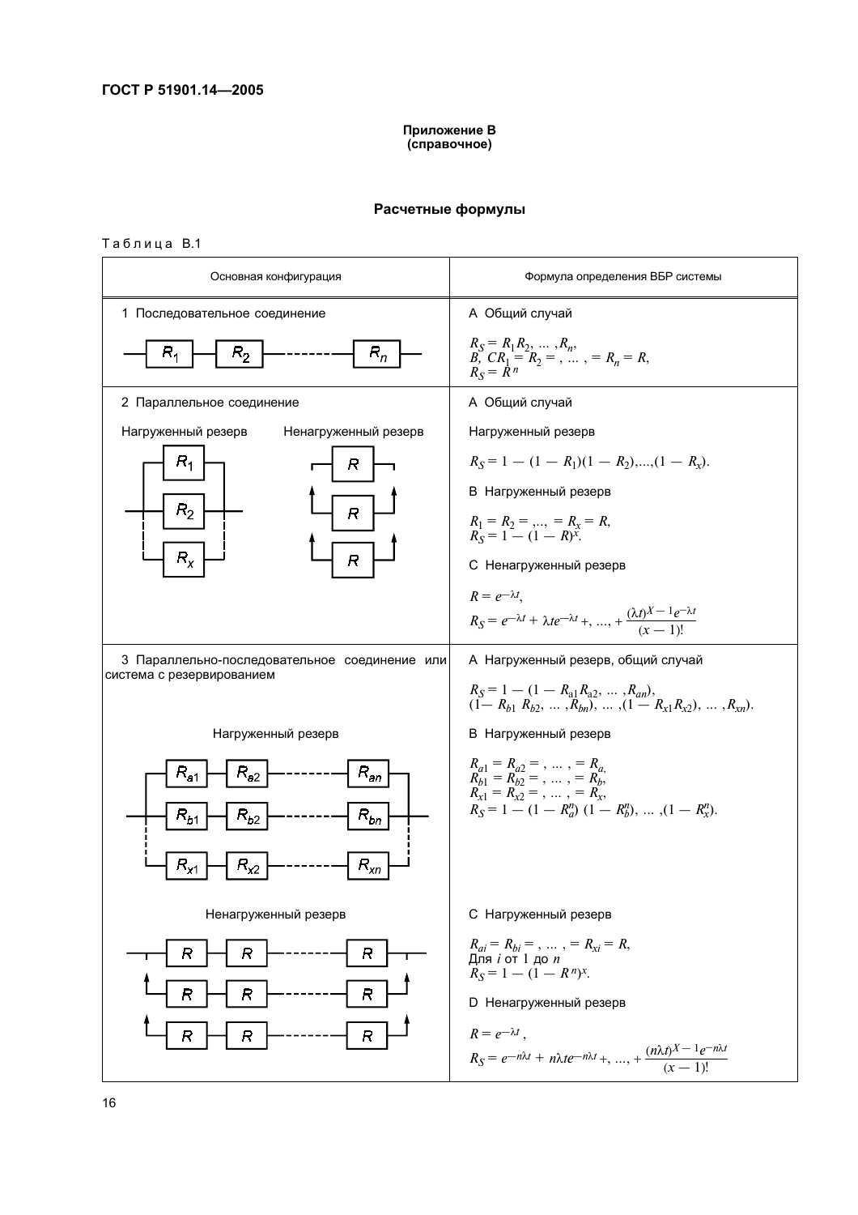**Приложение В**
**(справочное)**

## Расчетные формулы

Таблица В.1

| Основная конфигурация | Формула определения ВБР системы |
|---|---|
| 1 Последовательное соединение | А Общий случай<br>$R_S = R_1 R_2, \ldots, R_n$,<br>B, $CR_1 = R_2 = , \ldots, = R_n = R$,<br>$R_S = R^n$ |
| 2 Параллельное соединение<br>Нагруженный резерв<br>Ненагруженный резерв | А Общий случай<br>Нагруженный резерв<br>$R_S = 1 - (1 - R_1)(1 - R_2),\ldots,(1 - R_x)$.<br>В Нагруженный резерв<br>$R_1 = R_2 = ,\ldots, = R_x = R$,<br>$R_S = 1 - (1 - R)^x$.<br>С Ненагруженный резерв<br>$R = e^{-\lambda t}$,<br>$R_S = e^{-\lambda t} + \lambda t e^{-\lambda t} +, \ldots, + \frac{(\lambda t)^{X-1} e^{-\lambda t}}{(x-1)!}$ |
| 3 Параллельно-последовательное соединение или система с резервированием<br>Нагруженный резерв<br>Ненагруженный резерв | А Нагруженный резерв, общий случай<br>$R_S = 1 - (1 - R_{a1} R_{a2}, \ldots, R_{an})$,<br>$(1 - R_{b1} R_{b2}, \ldots, R_{bn}), \ldots, (1 - R_{x1} R_{x2}), \ldots, R_{xn})$.<br>В Нагруженный резерв<br>$R_{a1} = R_{a2} = , \ldots, = R_a$,<br>$R_{b1} = R_{b2} = , \ldots, = R_b$,<br>$R_{x1} = R_{x2} = , \ldots, = R_x$,<br>$R_S = 1 - (1 - R_a^n)(1 - R_b^n), \ldots, (1 - R_x^n)$.<br>С Нагруженный резерв<br>$R_{ai} = R_{bi} = , \ldots, = R_{xi} = R$,<br>Для $i$ от 1 до $n$<br>$R_S = 1 - (1 - R^n)^x$.<br>D Ненагруженный резерв<br>$R = e^{-\lambda t}$,<br>$R_S = e^{-n\lambda t} + n\lambda t e^{-n\lambda t} +, \ldots, + \frac{(n\lambda t)^{X-1} e^{-n\lambda t}}{(x-1)!}$ |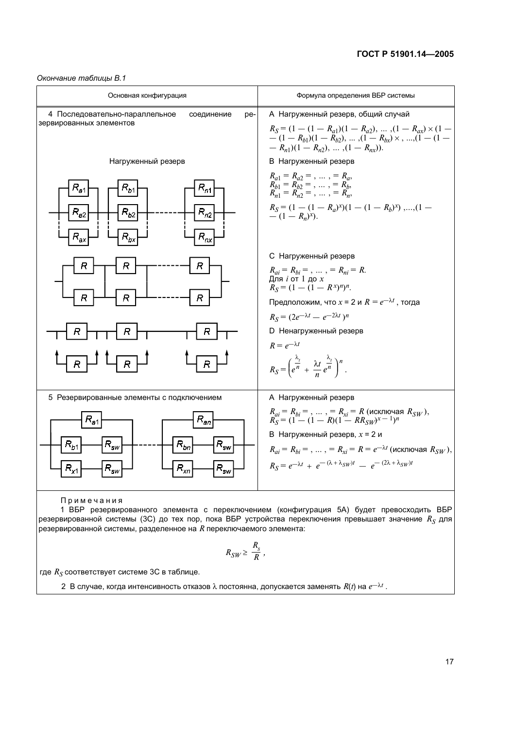*Окончание таблицы В.1*

| Основная конфигурация | Формула определения ВБР системы |
|---|---|
| 4 Последовательно-параллельное соединение резервированных элементов<br><br>Нагруженный резерв | А Нагруженный резерв, общий случай<br>$R_S = (1 - (1 - R_{a1})(1 - R_{a2}), \ldots, (1 - R_{ax}) \times (1 - (1 - R_{b1})(1 - R_{b2}), \ldots, (1 - R_{bx}) \times, \ldots, (1 - (1 - R_{n1})(1 - R_{n2}), \ldots, (1 - R_{nx})).$<br><br>В Нагруженный резерв<br>$R_{a1} = R_{a2} = , \ldots , = R_a,$<br>$R_{b1} = R_{b2} = , \ldots , = R_b,$<br>$R_{n1} = R_{n2} = , \ldots , = R_n,$<br>$R_S = (1 - (1 - R_a)^x)(1 - (1 - R_b)^x), \ldots, (1 - (1 - R_n)^x).$<br><br>С Нагруженный резерв<br>$R_{ai} = R_{bi} = , \ldots , = R_{ni} = R.$<br>Для $i$ от 1 до $x$<br>$R_S = (1 - (1 - R^x)^n)^n.$<br>Предположим, что $x = 2$ и $R = e^{-\lambda t}$, тогда<br>$R_S = (2e^{-\lambda t} - e^{-2\lambda t})^n$<br><br>D Ненагруженный резерв<br>$R = e^{-\lambda t}$<br>$R_S = \left(e^{\frac{\lambda_t}{n}} + \frac{\lambda t}{n} e^{\frac{\lambda_t}{n}}\right)^n.$ |
| 5 Резервированные элементы с подключением | А Нагруженный резерв<br>$R_{ai} = R_{bi} = , \ldots , = R_{xi} = R$ (исключая $R_{SW}$),<br>$R_S = (1 - (1 - R)(1 - RR_{SW})^{x-1})^n$<br><br>В Нагруженный резерв, $x = 2$ и<br>$R_{ai} = R_{bi} = , \ldots , = R_{xi} = R = e^{-\lambda t}$ (исключая $R_{SW}$),<br>$R_S = e^{-\lambda t} + e^{-(\lambda + \lambda_{SW})t} - e^{-(2\lambda + \lambda_{SW})t}$ |

Примечания

1 ВБР резервированного элемента с переключением (конфигурация 5А) будет превосходить ВБР резервированной системы (3С) до тех пор, пока ВБР устройства переключения превышает значение $R_S$ для резервированной системы, разделенное на $R$ переключаемого элемента:

$$R_{SW} \geq \frac{R_s}{R},$$

где $R_S$ соответствует системе 3С в таблице.

2 В случае, когда интенсивность отказов $\lambda$ постоянна, допускается заменять $R(t)$ на $e^{-\lambda t}$.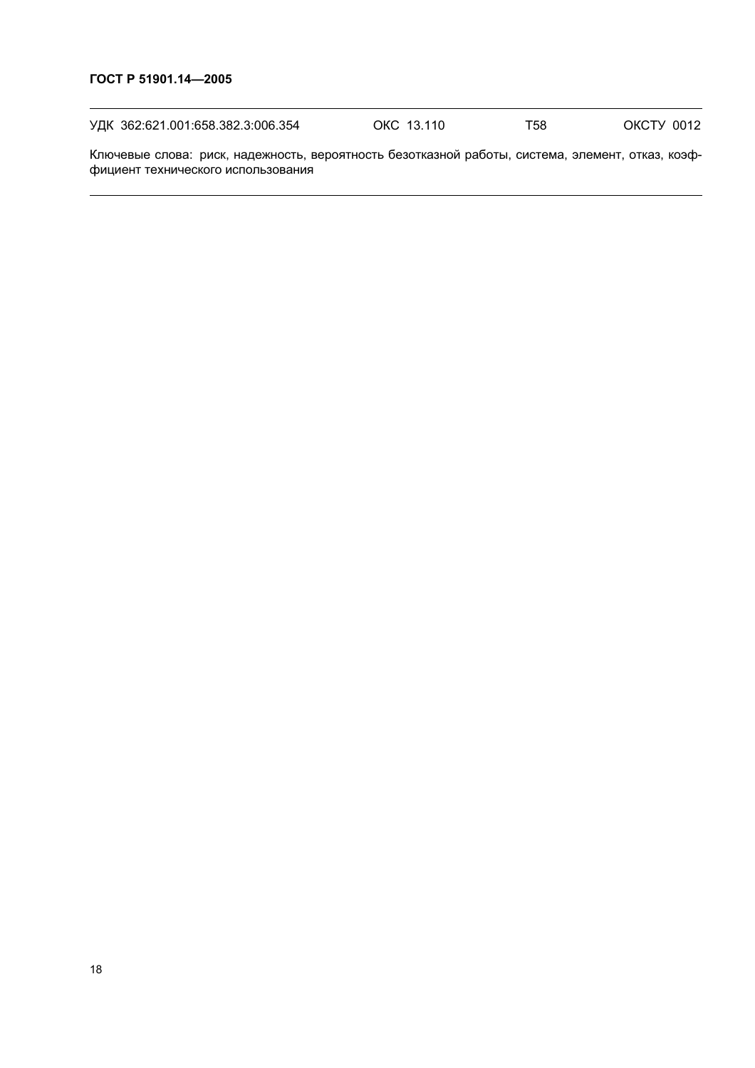УДК 362:621.001:658.382.3:006.354 ОКС 13.110 Т58 ОКСТУ 0012

Ключевые слова: риск, надежность, вероятность безотказной работы, система, элемент, отказ, коэффициент технического использования